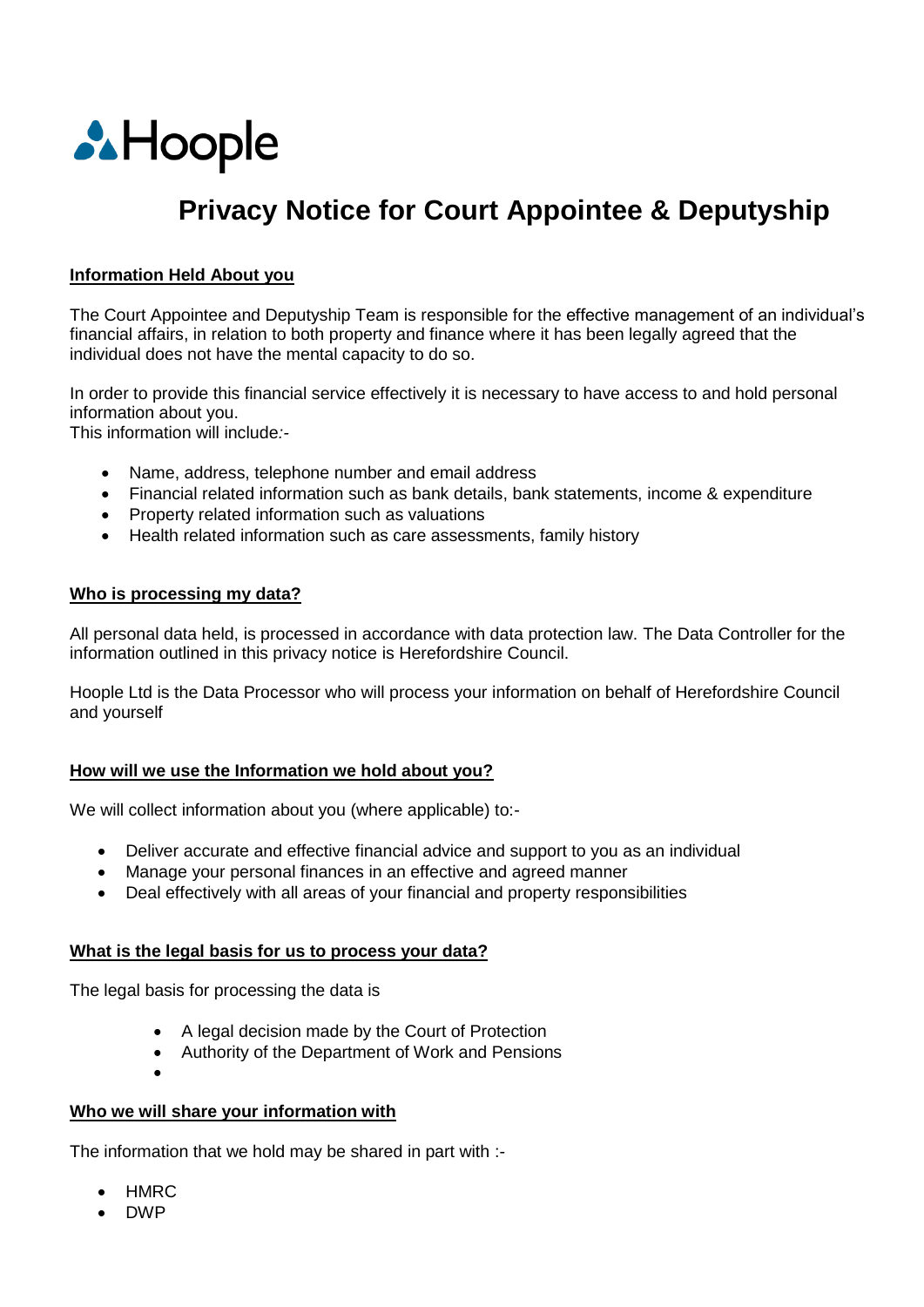Hoople

# Privacy Notice for Court Appointee & Deputyship

## Information Held About you

The Court Appointee and Deputyship Team is responsible for the effective management of an individual's financial affairs, in relation to both property and finance where it has been legally agreed that the individual does not have the mental capacity to do so.

In order to provide this financial service effectively it is necessary to have access to and hold personal information about you.
This information will include:-

- Name, address, telephone number and email address
- Financial related information such as bank details, bank statements, income & expenditure
- Property related information such as valuations
- Health related information such as care assessments, family history

## Who is processing my data?

All personal data held, is processed in accordance with data protection law. The Data Controller for the information outlined in this privacy notice is Herefordshire Council.

Hoople Ltd is the Data Processor who will process your information on behalf of Herefordshire Council and yourself

## How will we use the Information we hold about you?

We will collect information about you (where applicable) to:-

- Deliver accurate and effective financial advice and support to you as an individual
- Manage your personal finances in an effective and agreed manner
- Deal effectively with all areas of your financial and property responsibilities

## What is the legal basis for us to process your data?

The legal basis for processing the data is

- A legal decision made by the Court of Protection
- Authority of the Department of Work and Pensions
- 

## Who we will share your information with

The information that we hold may be shared in part with :-

- HMRC
- DWP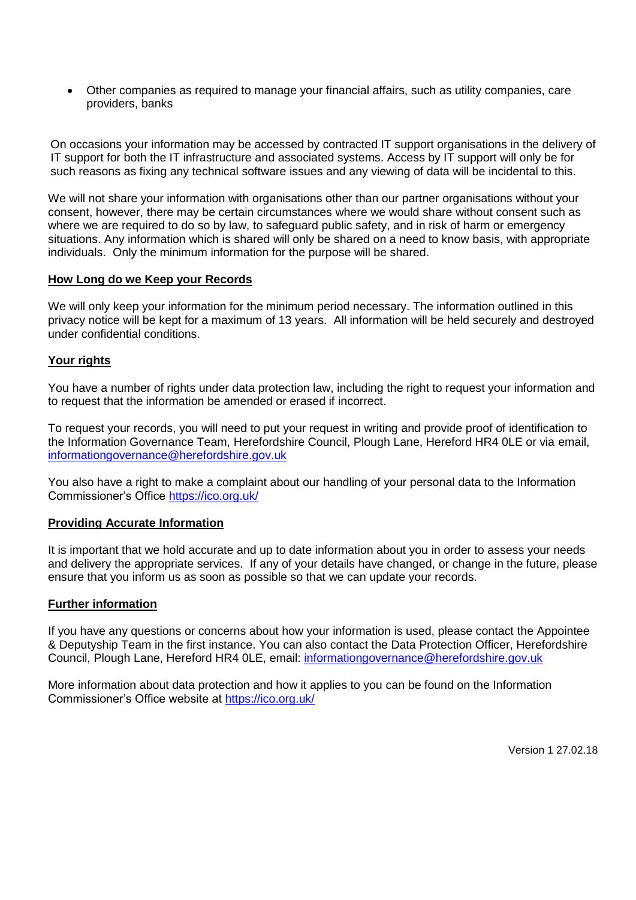- Other companies as required to manage your financial affairs, such as utility companies, care providers, banks

On occasions your information may be accessed by contracted IT support organisations in the delivery of IT support for both the IT infrastructure and associated systems. Access by IT support will only be for such reasons as fixing any technical software issues and any viewing of data will be incidental to this.

We will not share your information with organisations other than our partner organisations without your consent, however, there may be certain circumstances where we would share without consent such as where we are required to do so by law, to safeguard public safety, and in risk of harm or emergency situations. Any information which is shared will only be shared on a need to know basis, with appropriate individuals. Only the minimum information for the purpose will be shared.

## How Long do we Keep your Records

We will only keep your information for the minimum period necessary. The information outlined in this privacy notice will be kept for a maximum of 13 years. All information will be held securely and destroyed under confidential conditions.

## Your rights

You have a number of rights under data protection law, including the right to request your information and to request that the information be amended or erased if incorrect.

To request your records, you will need to put your request in writing and provide proof of identification to the Information Governance Team, Herefordshire Council, Plough Lane, Hereford HR4 0LE or via email, [informationgovernance@herefordshire.gov.uk](mailto:informationgovernance@herefordshire.gov.uk)

You also have a right to make a complaint about our handling of your personal data to the Information Commissioner's Office [https://ico.org.uk/](https://ico.org.uk/)

## Providing Accurate Information

It is important that we hold accurate and up to date information about you in order to assess your needs and delivery the appropriate services. If any of your details have changed, or change in the future, please ensure that you inform us as soon as possible so that we can update your records.

## Further information

If you have any questions or concerns about how your information is used, please contact the Appointee & Deputyship Team in the first instance. You can also contact the Data Protection Officer, Herefordshire Council, Plough Lane, Hereford HR4 0LE, email: [informationgovernance@herefordshire.gov.uk](mailto:informationgovernance@herefordshire.gov.uk)

More information about data protection and how it applies to you can be found on the Information Commissioner's Office website at [https://ico.org.uk/](https://ico.org.uk/)

Version 1 27.02.18